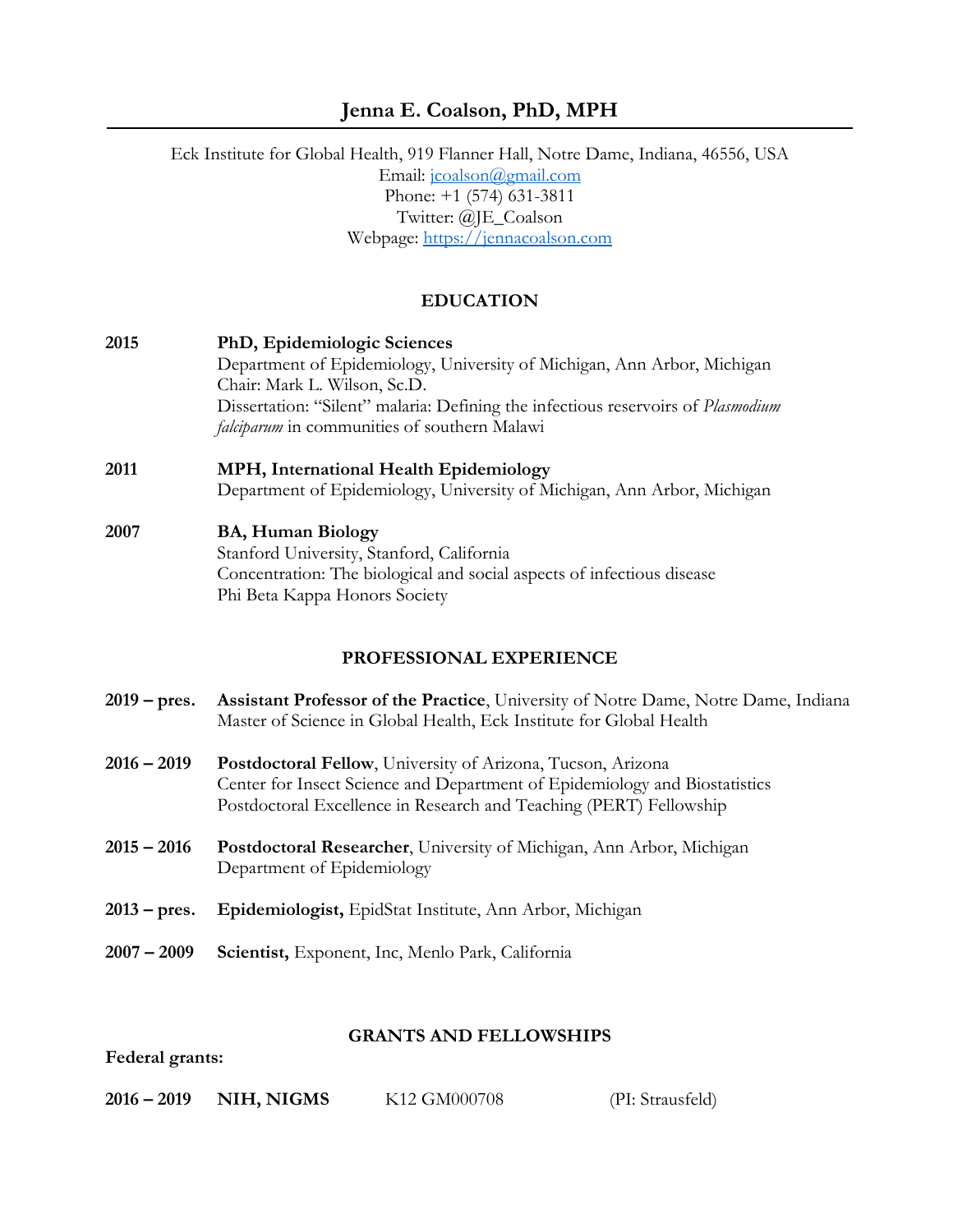# Jenna E. Coalson, PhD, MPH

Eck Institute for Global Health, 919 Flanner Hall, Notre Dame, Indiana, 46556, USA
Email: jcoalson@gmail.com
Phone: +1 (574) 631-3811
Twitter: @JE_Coalson
Webpage: https://jennacoalson.com

## EDUCATION

**2015** — **PhD, Epidemiologic Sciences**
Department of Epidemiology, University of Michigan, Ann Arbor, Michigan
Chair: Mark L. Wilson, Sc.D.
Dissertation: "Silent" malaria: Defining the infectious reservoirs of *Plasmodium falciparum* in communities of southern Malawi

**2011** — **MPH, International Health Epidemiology**
Department of Epidemiology, University of Michigan, Ann Arbor, Michigan

**2007** — **BA, Human Biology**
Stanford University, Stanford, California
Concentration: The biological and social aspects of infectious disease
Phi Beta Kappa Honors Society

## PROFESSIONAL EXPERIENCE

**2019 – pres.** — **Assistant Professor of the Practice**, University of Notre Dame, Notre Dame, Indiana
Master of Science in Global Health, Eck Institute for Global Health

**2016 – 2019** — **Postdoctoral Fellow**, University of Arizona, Tucson, Arizona
Center for Insect Science and Department of Epidemiology and Biostatistics
Postdoctoral Excellence in Research and Teaching (PERT) Fellowship

**2015 – 2016** — **Postdoctoral Researcher**, University of Michigan, Ann Arbor, Michigan
Department of Epidemiology

**2013 – pres.** — **Epidemiologist,** EpidStat Institute, Ann Arbor, Michigan

**2007 – 2009** — **Scientist,** Exponent, Inc, Menlo Park, California

## GRANTS AND FELLOWSHIPS

**Federal grants:**

**2016 – 2019** **NIH, NIGMS** K12 GM000708 (PI: Strausfeld)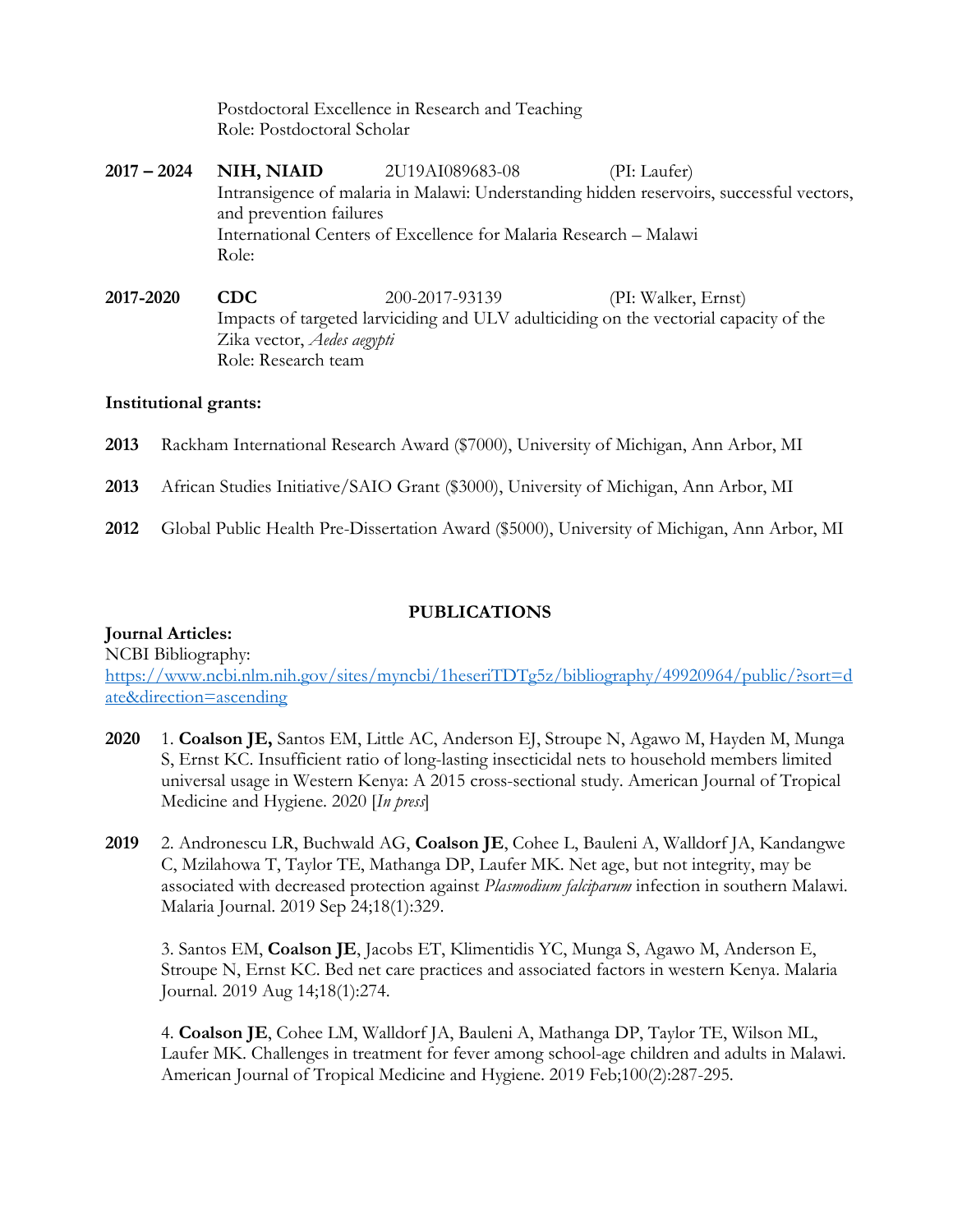Postdoctoral Excellence in Research and Teaching
Role: Postdoctoral Scholar

**2017 – 2024** **NIH, NIAID** 2U19AI089683-08 (PI: Laufer)
Intransigence of malaria in Malawi: Understanding hidden reservoirs, successful vectors, and prevention failures
International Centers of Excellence for Malaria Research – Malawi
Role:

**2017-2020** **CDC** 200-2017-93139 (PI: Walker, Ernst)
Impacts of targeted larviciding and ULV adulticiding on the vectorial capacity of the Zika vector, *Aedes aegypti*
Role: Research team

**Institutional grants:**

**2013** Rackham International Research Award ($7000), University of Michigan, Ann Arbor, MI

**2013** African Studies Initiative/SAIO Grant ($3000), University of Michigan, Ann Arbor, MI

**2012** Global Public Health Pre-Dissertation Award ($5000), University of Michigan, Ann Arbor, MI

## PUBLICATIONS

**Journal Articles:**
NCBI Bibliography:
https://www.ncbi.nlm.nih.gov/sites/myncbi/1heseriTDTg5z/bibliography/49920964/public/?sort=date&direction=ascending

**2020** 1. **Coalson JE,** Santos EM, Little AC, Anderson EJ, Stroupe N, Agawo M, Hayden M, Munga S, Ernst KC. Insufficient ratio of long-lasting insecticidal nets to household members limited universal usage in Western Kenya: A 2015 cross-sectional study. American Journal of Tropical Medicine and Hygiene. 2020 [*In press*]

**2019** 2. Andronescu LR, Buchwald AG, **Coalson JE**, Cohee L, Bauleni A, Walldorf JA, Kandangwe C, Mzilahowa T, Taylor TE, Mathanga DP, Laufer MK. Net age, but not integrity, may be associated with decreased protection against *Plasmodium falciparum* infection in southern Malawi. Malaria Journal. 2019 Sep 24;18(1):329.

3. Santos EM, **Coalson JE**, Jacobs ET, Klimentidis YC, Munga S, Agawo M, Anderson E, Stroupe N, Ernst KC. Bed net care practices and associated factors in western Kenya. Malaria Journal. 2019 Aug 14;18(1):274.

4. **Coalson JE**, Cohee LM, Walldorf JA, Bauleni A, Mathanga DP, Taylor TE, Wilson ML, Laufer MK. Challenges in treatment for fever among school-age children and adults in Malawi. American Journal of Tropical Medicine and Hygiene. 2019 Feb;100(2):287-295.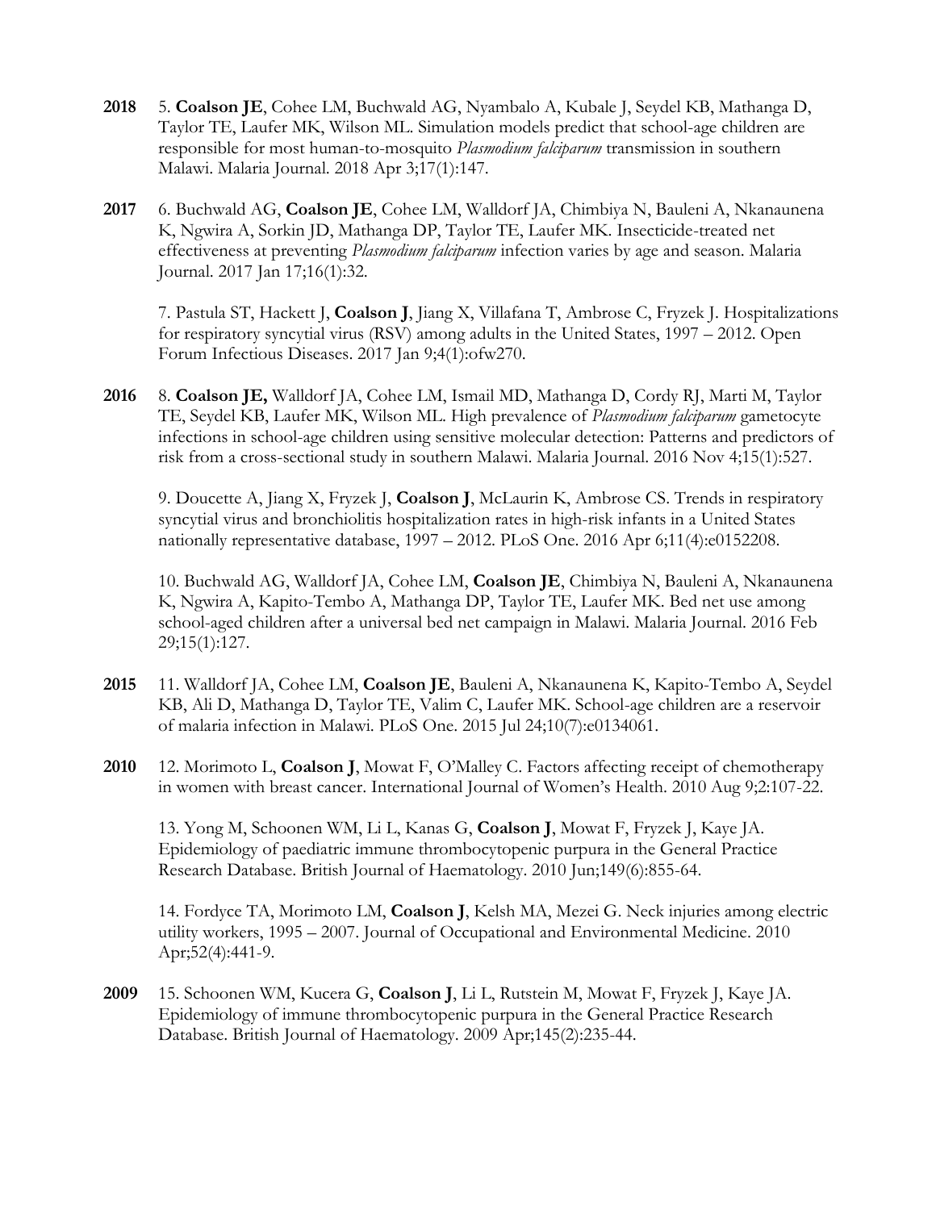**2018** 5. **Coalson JE**, Cohee LM, Buchwald AG, Nyambalo A, Kubale J, Seydel KB, Mathanga D, Taylor TE, Laufer MK, Wilson ML. Simulation models predict that school-age children are responsible for most human-to-mosquito *Plasmodium falciparum* transmission in southern Malawi. Malaria Journal. 2018 Apr 3;17(1):147.

**2017** 6. Buchwald AG, **Coalson JE**, Cohee LM, Walldorf JA, Chimbiya N, Bauleni A, Nkanaunena K, Ngwira A, Sorkin JD, Mathanga DP, Taylor TE, Laufer MK. Insecticide-treated net effectiveness at preventing *Plasmodium falciparum* infection varies by age and season. Malaria Journal. 2017 Jan 17;16(1):32.

7. Pastula ST, Hackett J, **Coalson J**, Jiang X, Villafana T, Ambrose C, Fryzek J. Hospitalizations for respiratory syncytial virus (RSV) among adults in the United States, 1997 – 2012. Open Forum Infectious Diseases. 2017 Jan 9;4(1):ofw270.

**2016** 8. **Coalson JE,** Walldorf JA, Cohee LM, Ismail MD, Mathanga D, Cordy RJ, Marti M, Taylor TE, Seydel KB, Laufer MK, Wilson ML. High prevalence of *Plasmodium falciparum* gametocyte infections in school-age children using sensitive molecular detection: Patterns and predictors of risk from a cross-sectional study in southern Malawi. Malaria Journal. 2016 Nov 4;15(1):527.

9. Doucette A, Jiang X, Fryzek J, **Coalson J**, McLaurin K, Ambrose CS. Trends in respiratory syncytial virus and bronchiolitis hospitalization rates in high-risk infants in a United States nationally representative database, 1997 – 2012. PLoS One. 2016 Apr 6;11(4):e0152208.

10. Buchwald AG, Walldorf JA, Cohee LM, **Coalson JE**, Chimbiya N, Bauleni A, Nkanaunena K, Ngwira A, Kapito-Tembo A, Mathanga DP, Taylor TE, Laufer MK. Bed net use among school-aged children after a universal bed net campaign in Malawi. Malaria Journal. 2016 Feb 29;15(1):127.

**2015** 11. Walldorf JA, Cohee LM, **Coalson JE**, Bauleni A, Nkanaunena K, Kapito-Tembo A, Seydel KB, Ali D, Mathanga D, Taylor TE, Valim C, Laufer MK. School-age children are a reservoir of malaria infection in Malawi. PLoS One. 2015 Jul 24;10(7):e0134061.

**2010** 12. Morimoto L, **Coalson J**, Mowat F, O'Malley C. Factors affecting receipt of chemotherapy in women with breast cancer. International Journal of Women's Health. 2010 Aug 9;2:107-22.

13. Yong M, Schoonen WM, Li L, Kanas G, **Coalson J**, Mowat F, Fryzek J, Kaye JA. Epidemiology of paediatric immune thrombocytopenic purpura in the General Practice Research Database. British Journal of Haematology. 2010 Jun;149(6):855-64.

14. Fordyce TA, Morimoto LM, **Coalson J**, Kelsh MA, Mezei G. Neck injuries among electric utility workers, 1995 – 2007. Journal of Occupational and Environmental Medicine. 2010 Apr;52(4):441-9.

**2009** 15. Schoonen WM, Kucera G, **Coalson J**, Li L, Rutstein M, Mowat F, Fryzek J, Kaye JA. Epidemiology of immune thrombocytopenic purpura in the General Practice Research Database. British Journal of Haematology. 2009 Apr;145(2):235-44.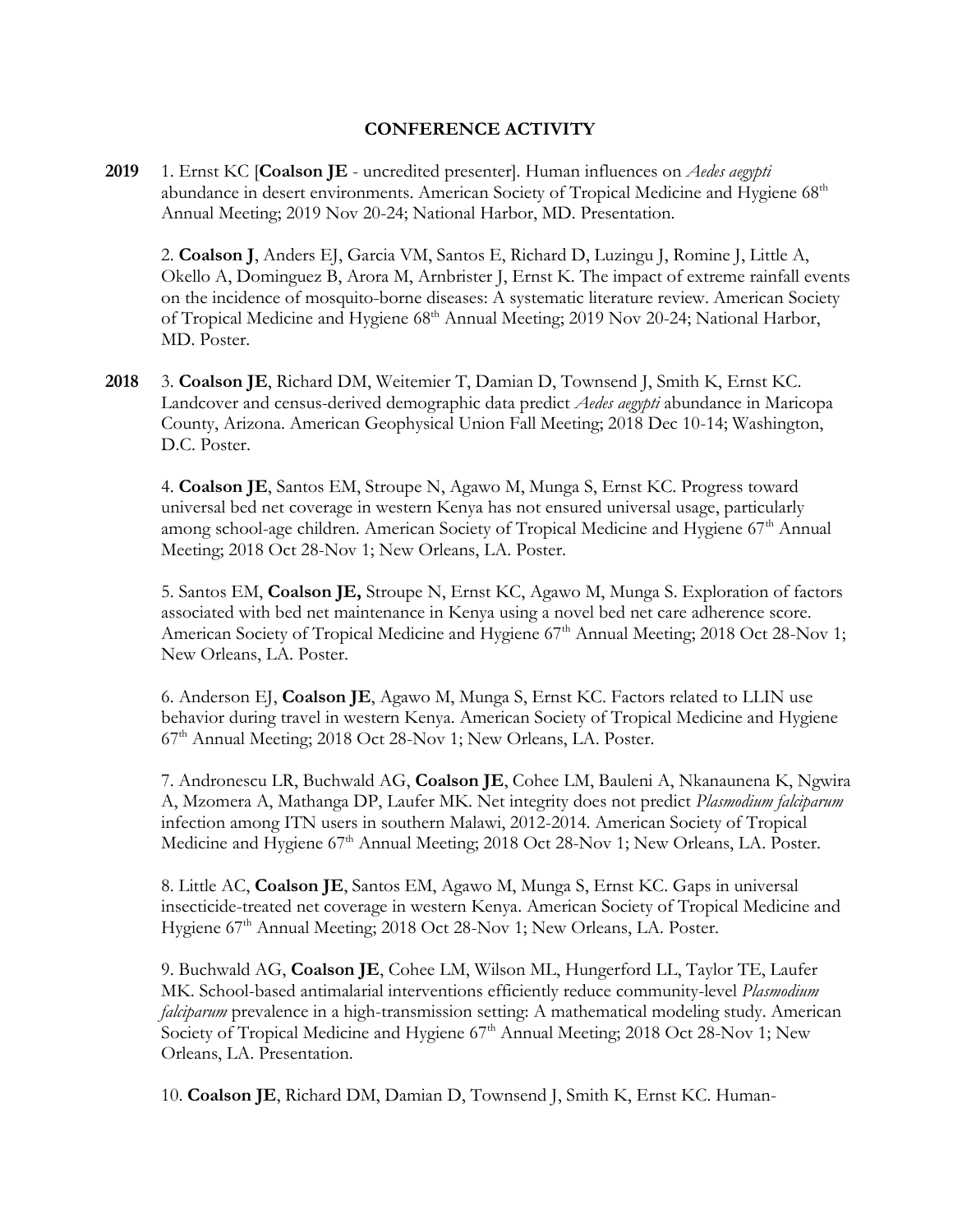## CONFERENCE ACTIVITY

**2019** 1. Ernst KC [**Coalson JE** - uncredited presenter]. Human influences on *Aedes aegypti* abundance in desert environments. American Society of Tropical Medicine and Hygiene 68th Annual Meeting; 2019 Nov 20-24; National Harbor, MD. Presentation.

2. **Coalson J**, Anders EJ, Garcia VM, Santos E, Richard D, Luzingu J, Romine J, Little A, Okello A, Dominguez B, Arora M, Arnbrister J, Ernst K. The impact of extreme rainfall events on the incidence of mosquito-borne diseases: A systematic literature review. American Society of Tropical Medicine and Hygiene 68th Annual Meeting; 2019 Nov 20-24; National Harbor, MD. Poster.

**2018** 3. **Coalson JE**, Richard DM, Weitemier T, Damian D, Townsend J, Smith K, Ernst KC. Landcover and census-derived demographic data predict *Aedes aegypti* abundance in Maricopa County, Arizona. American Geophysical Union Fall Meeting; 2018 Dec 10-14; Washington, D.C. Poster.

4. **Coalson JE**, Santos EM, Stroupe N, Agawo M, Munga S, Ernst KC. Progress toward universal bed net coverage in western Kenya has not ensured universal usage, particularly among school-age children. American Society of Tropical Medicine and Hygiene 67th Annual Meeting; 2018 Oct 28-Nov 1; New Orleans, LA. Poster.

5. Santos EM, **Coalson JE,** Stroupe N, Ernst KC, Agawo M, Munga S. Exploration of factors associated with bed net maintenance in Kenya using a novel bed net care adherence score. American Society of Tropical Medicine and Hygiene 67th Annual Meeting; 2018 Oct 28-Nov 1; New Orleans, LA. Poster.

6. Anderson EJ, **Coalson JE**, Agawo M, Munga S, Ernst KC. Factors related to LLIN use behavior during travel in western Kenya. American Society of Tropical Medicine and Hygiene 67th Annual Meeting; 2018 Oct 28-Nov 1; New Orleans, LA. Poster.

7. Andronescu LR, Buchwald AG, **Coalson JE**, Cohee LM, Bauleni A, Nkanaunena K, Ngwira A, Mzomera A, Mathanga DP, Laufer MK. Net integrity does not predict *Plasmodium falciparum* infection among ITN users in southern Malawi, 2012-2014. American Society of Tropical Medicine and Hygiene 67th Annual Meeting; 2018 Oct 28-Nov 1; New Orleans, LA. Poster.

8. Little AC, **Coalson JE**, Santos EM, Agawo M, Munga S, Ernst KC. Gaps in universal insecticide-treated net coverage in western Kenya. American Society of Tropical Medicine and Hygiene 67th Annual Meeting; 2018 Oct 28-Nov 1; New Orleans, LA. Poster.

9. Buchwald AG, **Coalson JE**, Cohee LM, Wilson ML, Hungerford LL, Taylor TE, Laufer MK. School-based antimalarial interventions efficiently reduce community-level *Plasmodium falciparum* prevalence in a high-transmission setting: A mathematical modeling study. American Society of Tropical Medicine and Hygiene 67th Annual Meeting; 2018 Oct 28-Nov 1; New Orleans, LA. Presentation.

10. **Coalson JE**, Richard DM, Damian D, Townsend J, Smith K, Ernst KC. Human-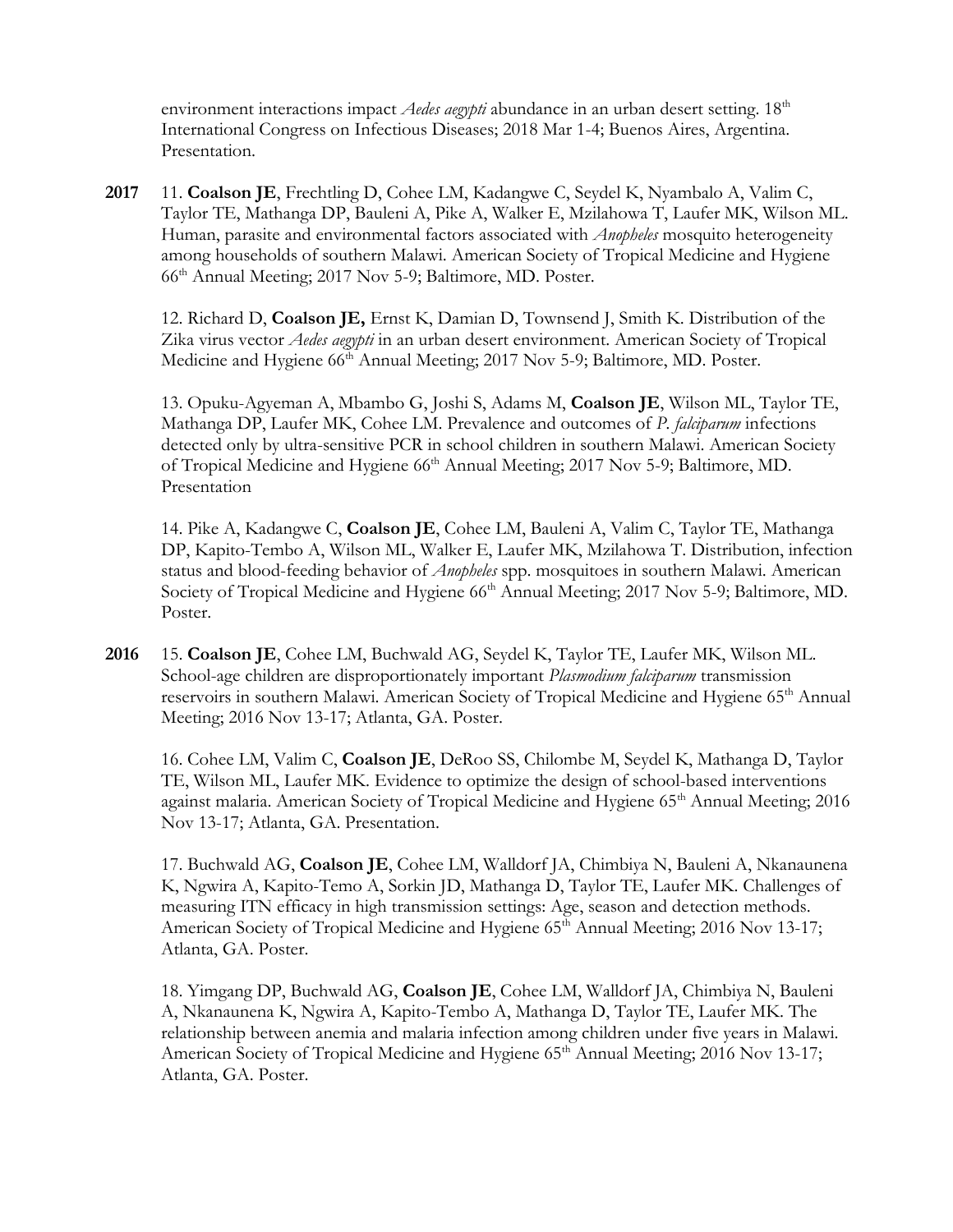environment interactions impact *Aedes aegypti* abundance in an urban desert setting. 18th International Congress on Infectious Diseases; 2018 Mar 1-4; Buenos Aires, Argentina. Presentation.

**2017** 11. **Coalson JE**, Frechtling D, Cohee LM, Kadangwe C, Seydel K, Nyambalo A, Valim C, Taylor TE, Mathanga DP, Bauleni A, Pike A, Walker E, Mzilahowa T, Laufer MK, Wilson ML. Human, parasite and environmental factors associated with *Anopheles* mosquito heterogeneity among households of southern Malawi. American Society of Tropical Medicine and Hygiene 66th Annual Meeting; 2017 Nov 5-9; Baltimore, MD. Poster.

12. Richard D, **Coalson JE,** Ernst K, Damian D, Townsend J, Smith K. Distribution of the Zika virus vector *Aedes aegypti* in an urban desert environment. American Society of Tropical Medicine and Hygiene 66th Annual Meeting; 2017 Nov 5-9; Baltimore, MD. Poster.

13. Opuku-Agyeman A, Mbambo G, Joshi S, Adams M, **Coalson JE**, Wilson ML, Taylor TE, Mathanga DP, Laufer MK, Cohee LM. Prevalence and outcomes of *P. falciparum* infections detected only by ultra-sensitive PCR in school children in southern Malawi. American Society of Tropical Medicine and Hygiene 66th Annual Meeting; 2017 Nov 5-9; Baltimore, MD. Presentation

14. Pike A, Kadangwe C, **Coalson JE**, Cohee LM, Bauleni A, Valim C, Taylor TE, Mathanga DP, Kapito-Tembo A, Wilson ML, Walker E, Laufer MK, Mzilahowa T. Distribution, infection status and blood-feeding behavior of *Anopheles* spp. mosquitoes in southern Malawi. American Society of Tropical Medicine and Hygiene 66th Annual Meeting; 2017 Nov 5-9; Baltimore, MD. Poster.

**2016** 15. **Coalson JE**, Cohee LM, Buchwald AG, Seydel K, Taylor TE, Laufer MK, Wilson ML. School-age children are disproportionately important *Plasmodium falciparum* transmission reservoirs in southern Malawi. American Society of Tropical Medicine and Hygiene 65th Annual Meeting; 2016 Nov 13-17; Atlanta, GA. Poster.

16. Cohee LM, Valim C, **Coalson JE**, DeRoo SS, Chilombe M, Seydel K, Mathanga D, Taylor TE, Wilson ML, Laufer MK. Evidence to optimize the design of school-based interventions against malaria. American Society of Tropical Medicine and Hygiene 65th Annual Meeting; 2016 Nov 13-17; Atlanta, GA. Presentation.

17. Buchwald AG, **Coalson JE**, Cohee LM, Walldorf JA, Chimbiya N, Bauleni A, Nkanaunena K, Ngwira A, Kapito-Temo A, Sorkin JD, Mathanga D, Taylor TE, Laufer MK. Challenges of measuring ITN efficacy in high transmission settings: Age, season and detection methods. American Society of Tropical Medicine and Hygiene 65th Annual Meeting; 2016 Nov 13-17; Atlanta, GA. Poster.

18. Yimgang DP, Buchwald AG, **Coalson JE**, Cohee LM, Walldorf JA, Chimbiya N, Bauleni A, Nkanaunena K, Ngwira A, Kapito-Tembo A, Mathanga D, Taylor TE, Laufer MK. The relationship between anemia and malaria infection among children under five years in Malawi. American Society of Tropical Medicine and Hygiene 65th Annual Meeting; 2016 Nov 13-17; Atlanta, GA. Poster.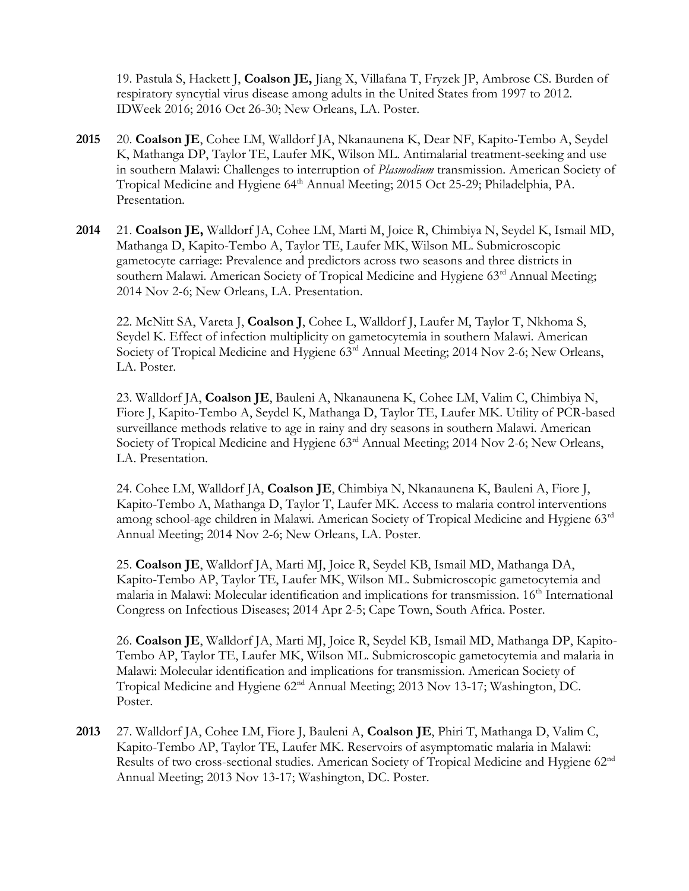19. Pastula S, Hackett J, **Coalson JE,** Jiang X, Villafana T, Fryzek JP, Ambrose CS. Burden of respiratory syncytial virus disease among adults in the United States from 1997 to 2012. IDWeek 2016; 2016 Oct 26-30; New Orleans, LA. Poster.

**2015** 20. **Coalson JE**, Cohee LM, Walldorf JA, Nkanaunena K, Dear NF, Kapito-Tembo A, Seydel K, Mathanga DP, Taylor TE, Laufer MK, Wilson ML. Antimalarial treatment-seeking and use in southern Malawi: Challenges to interruption of *Plasmodium* transmission. American Society of Tropical Medicine and Hygiene 64th Annual Meeting; 2015 Oct 25-29; Philadelphia, PA. Presentation.

**2014** 21. **Coalson JE,** Walldorf JA, Cohee LM, Marti M, Joice R, Chimbiya N, Seydel K, Ismail MD, Mathanga D, Kapito-Tembo A, Taylor TE, Laufer MK, Wilson ML. Submicroscopic gametocyte carriage: Prevalence and predictors across two seasons and three districts in southern Malawi. American Society of Tropical Medicine and Hygiene 63rd Annual Meeting; 2014 Nov 2-6; New Orleans, LA. Presentation.

22. McNitt SA, Vareta J, **Coalson J**, Cohee L, Walldorf J, Laufer M, Taylor T, Nkhoma S, Seydel K. Effect of infection multiplicity on gametocytemia in southern Malawi. American Society of Tropical Medicine and Hygiene 63rd Annual Meeting; 2014 Nov 2-6; New Orleans, LA. Poster.

23. Walldorf JA, **Coalson JE**, Bauleni A, Nkanaunena K, Cohee LM, Valim C, Chimbiya N, Fiore J, Kapito-Tembo A, Seydel K, Mathanga D, Taylor TE, Laufer MK. Utility of PCR-based surveillance methods relative to age in rainy and dry seasons in southern Malawi. American Society of Tropical Medicine and Hygiene 63rd Annual Meeting; 2014 Nov 2-6; New Orleans, LA. Presentation.

24. Cohee LM, Walldorf JA, **Coalson JE**, Chimbiya N, Nkanaunena K, Bauleni A, Fiore J, Kapito-Tembo A, Mathanga D, Taylor T, Laufer MK. Access to malaria control interventions among school-age children in Malawi. American Society of Tropical Medicine and Hygiene 63rd Annual Meeting; 2014 Nov 2-6; New Orleans, LA. Poster.

25. **Coalson JE**, Walldorf JA, Marti MJ, Joice R, Seydel KB, Ismail MD, Mathanga DA, Kapito-Tembo AP, Taylor TE, Laufer MK, Wilson ML. Submicroscopic gametocytemia and malaria in Malawi: Molecular identification and implications for transmission. 16th International Congress on Infectious Diseases; 2014 Apr 2-5; Cape Town, South Africa. Poster.

26. **Coalson JE**, Walldorf JA, Marti MJ, Joice R, Seydel KB, Ismail MD, Mathanga DP, Kapito-Tembo AP, Taylor TE, Laufer MK, Wilson ML. Submicroscopic gametocytemia and malaria in Malawi: Molecular identification and implications for transmission. American Society of Tropical Medicine and Hygiene 62nd Annual Meeting; 2013 Nov 13-17; Washington, DC. Poster.

**2013** 27. Walldorf JA, Cohee LM, Fiore J, Bauleni A, **Coalson JE**, Phiri T, Mathanga D, Valim C, Kapito-Tembo AP, Taylor TE, Laufer MK. Reservoirs of asymptomatic malaria in Malawi: Results of two cross-sectional studies. American Society of Tropical Medicine and Hygiene 62nd Annual Meeting; 2013 Nov 13-17; Washington, DC. Poster.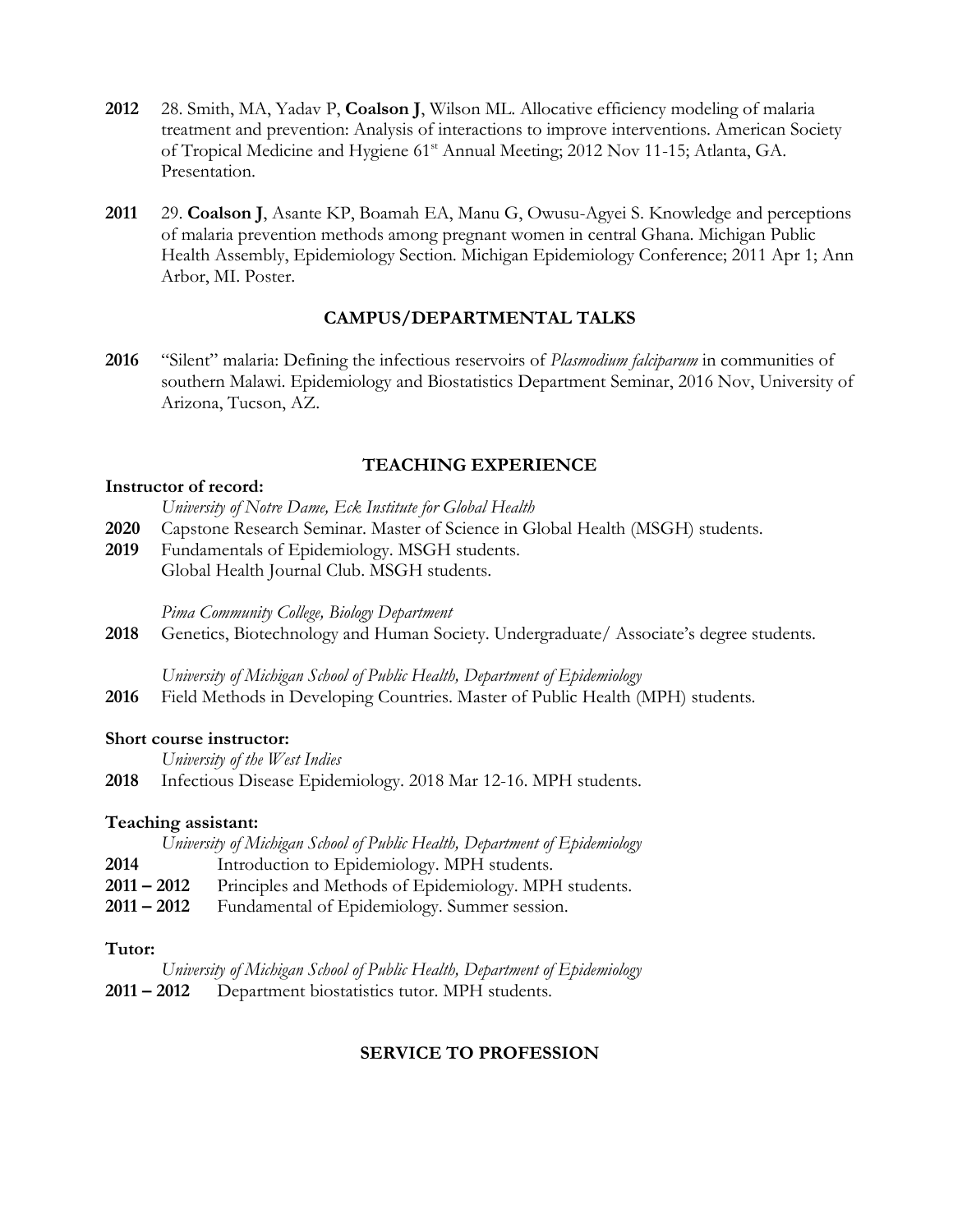**2012** 28. Smith, MA, Yadav P, **Coalson J**, Wilson ML. Allocative efficiency modeling of malaria treatment and prevention: Analysis of interactions to improve interventions. American Society of Tropical Medicine and Hygiene 61[st] Annual Meeting; 2012 Nov 11-15; Atlanta, GA. Presentation.

**2011** 29. **Coalson J**, Asante KP, Boamah EA, Manu G, Owusu-Agyei S. Knowledge and perceptions of malaria prevention methods among pregnant women in central Ghana. Michigan Public Health Assembly, Epidemiology Section. Michigan Epidemiology Conference; 2011 Apr 1; Ann Arbor, MI. Poster.

## CAMPUS/DEPARTMENTAL TALKS

**2016** "Silent" malaria: Defining the infectious reservoirs of *Plasmodium falciparum* in communities of southern Malawi. Epidemiology and Biostatistics Department Seminar, 2016 Nov, University of Arizona, Tucson, AZ.

## TEACHING EXPERIENCE

**Instructor of record:**

*University of Notre Dame, Eck Institute for Global Health*

**2020** Capstone Research Seminar. Master of Science in Global Health (MSGH) students.
**2019** Fundamentals of Epidemiology. MSGH students.
Global Health Journal Club. MSGH students.

*Pima Community College, Biology Department*

**2018** Genetics, Biotechnology and Human Society. Undergraduate/ Associate's degree students.

*University of Michigan School of Public Health, Department of Epidemiology*

**2016** Field Methods in Developing Countries. Master of Public Health (MPH) students.

**Short course instructor:**

*University of the West Indies*

**2018** Infectious Disease Epidemiology. 2018 Mar 12-16. MPH students.

**Teaching assistant:**

*University of Michigan School of Public Health, Department of Epidemiology*

**2014** Introduction to Epidemiology. MPH students.
**2011 – 2012** Principles and Methods of Epidemiology. MPH students.
**2011 – 2012** Fundamental of Epidemiology. Summer session.

**Tutor:**

*University of Michigan School of Public Health, Department of Epidemiology*

**2011 – 2012** Department biostatistics tutor. MPH students.

## SERVICE TO PROFESSION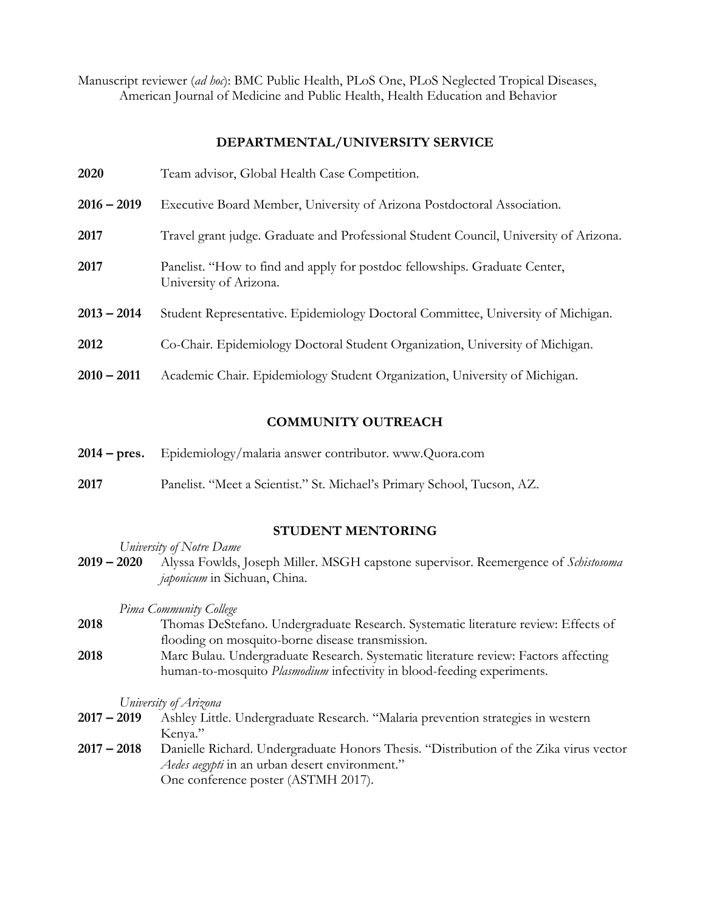Manuscript reviewer (*ad hoc*): BMC Public Health, PLoS One, PLoS Neglected Tropical Diseases, American Journal of Medicine and Public Health, Health Education and Behavior

## DEPARTMENTAL/UNIVERSITY SERVICE

**2020** Team advisor, Global Health Case Competition.

**2016 – 2019** Executive Board Member, University of Arizona Postdoctoral Association.

**2017** Travel grant judge. Graduate and Professional Student Council, University of Arizona.

**2017** Panelist. "How to find and apply for postdoc fellowships. Graduate Center, University of Arizona.

**2013 – 2014** Student Representative. Epidemiology Doctoral Committee, University of Michigan.

**2012** Co-Chair. Epidemiology Doctoral Student Organization, University of Michigan.

**2010 – 2011** Academic Chair. Epidemiology Student Organization, University of Michigan.

## COMMUNITY OUTREACH

**2014 – pres.** Epidemiology/malaria answer contributor. www.Quora.com

**2017** Panelist. "Meet a Scientist." St. Michael's Primary School, Tucson, AZ.

## STUDENT MENTORING

*University of Notre Dame*

**2019 – 2020** Alyssa Fowlds, Joseph Miller. MSGH capstone supervisor. Reemergence of *Schistosoma japonicum* in Sichuan, China.

*Pima Community College*

**2018** Thomas DeStefano. Undergraduate Research. Systematic literature review: Effects of flooding on mosquito-borne disease transmission.

**2018** Marc Bulau. Undergraduate Research. Systematic literature review: Factors affecting human-to-mosquito *Plasmodium* infectivity in blood-feeding experiments.

*University of Arizona*

**2017 – 2019** Ashley Little. Undergraduate Research. "Malaria prevention strategies in western Kenya."

**2017 – 2018** Danielle Richard. Undergraduate Honors Thesis. "Distribution of the Zika virus vector *Aedes aegypti* in an urban desert environment."
One conference poster (ASTMH 2017).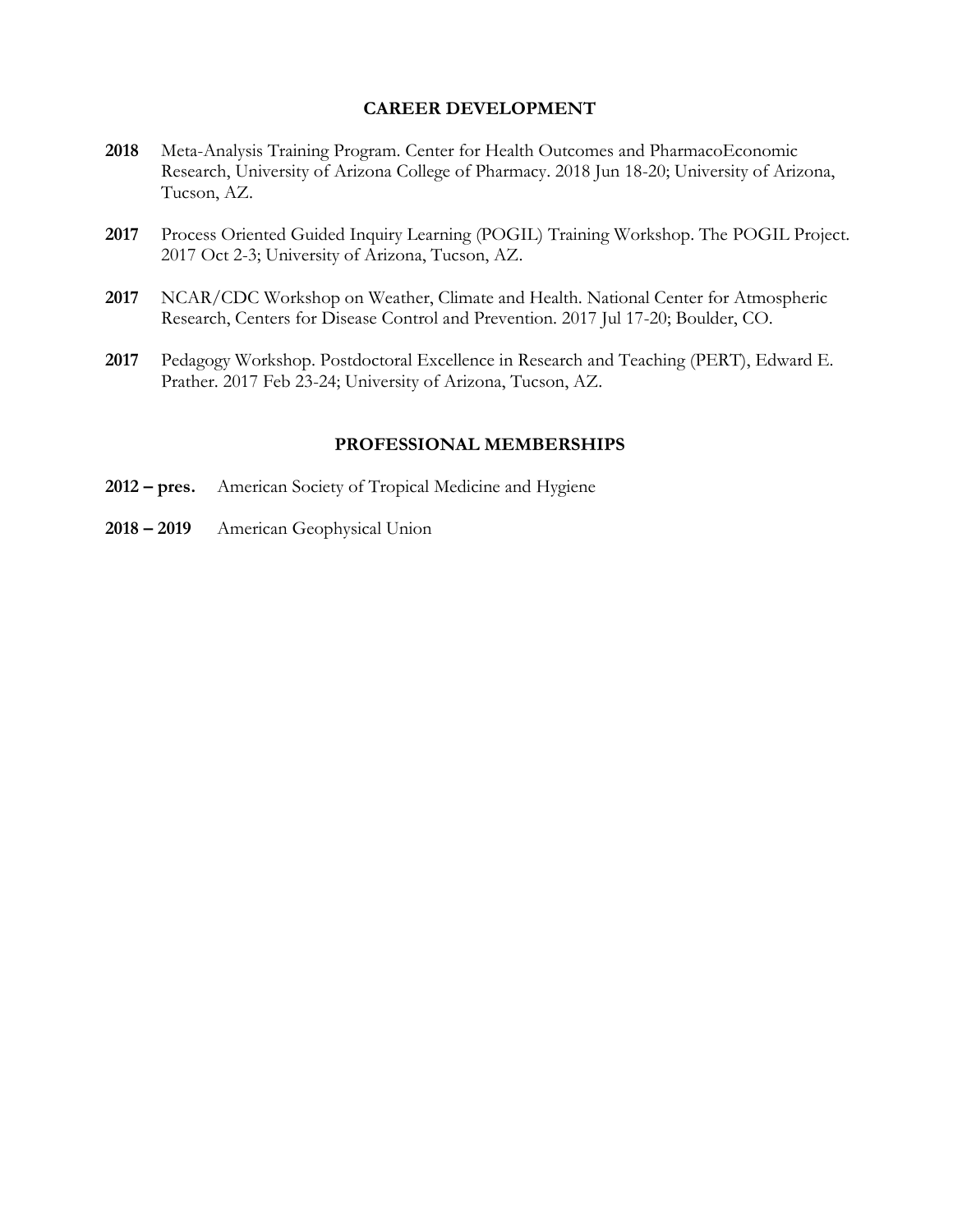## CAREER DEVELOPMENT

**2018** Meta-Analysis Training Program. Center for Health Outcomes and PharmacoEconomic Research, University of Arizona College of Pharmacy. 2018 Jun 18-20; University of Arizona, Tucson, AZ.

**2017** Process Oriented Guided Inquiry Learning (POGIL) Training Workshop. The POGIL Project. 2017 Oct 2-3; University of Arizona, Tucson, AZ.

**2017** NCAR/CDC Workshop on Weather, Climate and Health. National Center for Atmospheric Research, Centers for Disease Control and Prevention. 2017 Jul 17-20; Boulder, CO.

**2017** Pedagogy Workshop. Postdoctoral Excellence in Research and Teaching (PERT), Edward E. Prather. 2017 Feb 23-24; University of Arizona, Tucson, AZ.

## PROFESSIONAL MEMBERSHIPS

**2012 – pres.** American Society of Tropical Medicine and Hygiene

**2018 – 2019** American Geophysical Union